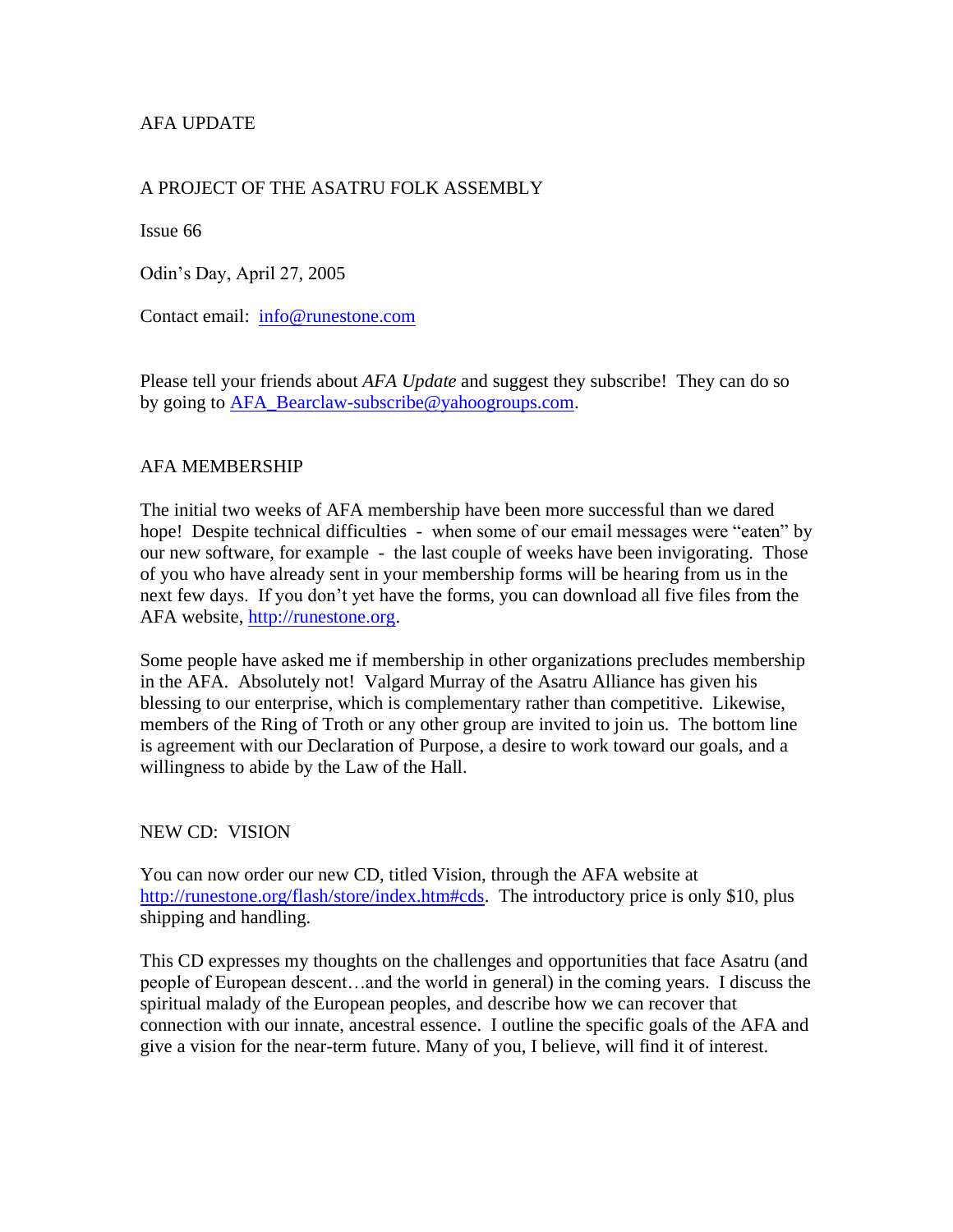AFA UPDATE

A PROJECT OF THE ASATRU FOLK ASSEMBLY

Issue 66

Odin's Day, April 27, 2005

Contact email: info@runestone.com

Please tell your friends about *AFA Update* and suggest they subscribe! They can do so by going to AFA_Bearclaw-subscribe@yahoogroups.com.

## AFA MEMBERSHIP

The initial two weeks of AFA membership have been more successful than we dared hope! Despite technical difficulties - when some of our email messages were "eaten" by our new software, for example - the last couple of weeks have been invigorating. Those of you who have already sent in your membership forms will be hearing from us in the next few days. If you don't yet have the forms, you can download all five files from the AFA website, http://runestone.org.

Some people have asked me if membership in other organizations precludes membership in the AFA. Absolutely not! Valgard Murray of the Asatru Alliance has given his blessing to our enterprise, which is complementary rather than competitive. Likewise, members of the Ring of Troth or any other group are invited to join us. The bottom line is agreement with our Declaration of Purpose, a desire to work toward our goals, and a willingness to abide by the Law of the Hall.

## NEW CD: VISION

You can now order our new CD, titled Vision, through the AFA website at http://runestone.org/flash/store/index.htm#cds. The introductory price is only $10, plus shipping and handling.

This CD expresses my thoughts on the challenges and opportunities that face Asatru (and people of European descent…and the world in general) in the coming years. I discuss the spiritual malady of the European peoples, and describe how we can recover that connection with our innate, ancestral essence. I outline the specific goals of the AFA and give a vision for the near-term future. Many of you, I believe, will find it of interest.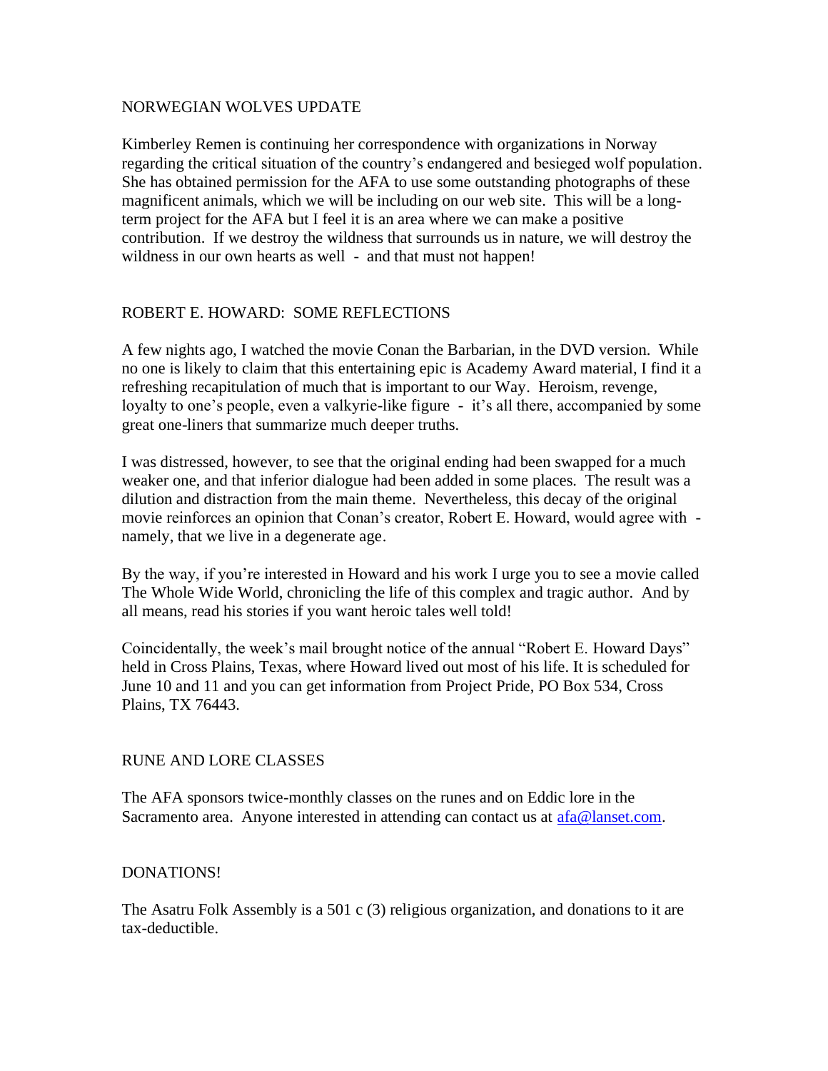## NORWEGIAN WOLVES UPDATE

Kimberley Remen is continuing her correspondence with organizations in Norway regarding the critical situation of the country's endangered and besieged wolf population. She has obtained permission for the AFA to use some outstanding photographs of these magnificent animals, which we will be including on our web site. This will be a long-term project for the AFA but I feel it is an area where we can make a positive contribution. If we destroy the wildness that surrounds us in nature, we will destroy the wildness in our own hearts as well - and that must not happen!

## ROBERT E. HOWARD: SOME REFLECTIONS

A few nights ago, I watched the movie Conan the Barbarian, in the DVD version. While no one is likely to claim that this entertaining epic is Academy Award material, I find it a refreshing recapitulation of much that is important to our Way. Heroism, revenge, loyalty to one's people, even a valkyrie-like figure - it's all there, accompanied by some great one-liners that summarize much deeper truths.

I was distressed, however, to see that the original ending had been swapped for a much weaker one, and that inferior dialogue had been added in some places. The result was a dilution and distraction from the main theme. Nevertheless, this decay of the original movie reinforces an opinion that Conan's creator, Robert E. Howard, would agree with - namely, that we live in a degenerate age.

By the way, if you're interested in Howard and his work I urge you to see a movie called The Whole Wide World, chronicling the life of this complex and tragic author. And by all means, read his stories if you want heroic tales well told!

Coincidentally, the week's mail brought notice of the annual "Robert E. Howard Days" held in Cross Plains, Texas, where Howard lived out most of his life. It is scheduled for June 10 and 11 and you can get information from Project Pride, PO Box 534, Cross Plains, TX 76443.

## RUNE AND LORE CLASSES

The AFA sponsors twice-monthly classes on the runes and on Eddic lore in the Sacramento area. Anyone interested in attending can contact us at afa@lanset.com.

## DONATIONS!

The Asatru Folk Assembly is a 501 c (3) religious organization, and donations to it are tax-deductible.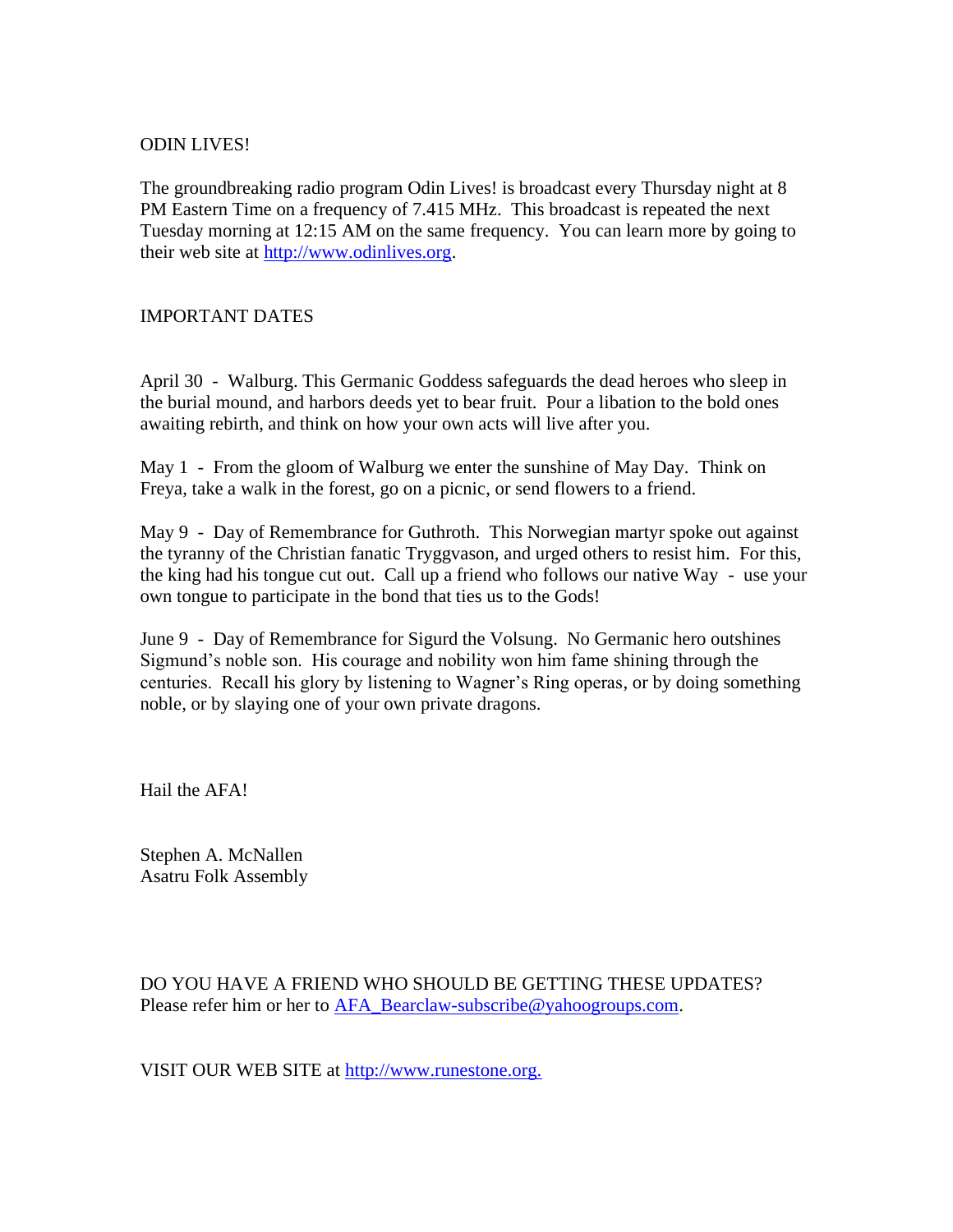ODIN LIVES!

The groundbreaking radio program Odin Lives! is broadcast every Thursday night at 8 PM Eastern Time on a frequency of 7.415 MHz. This broadcast is repeated the next Tuesday morning at 12:15 AM on the same frequency. You can learn more by going to their web site at http://www.odinlives.org.

IMPORTANT DATES

April 30 - Walburg. This Germanic Goddess safeguards the dead heroes who sleep in the burial mound, and harbors deeds yet to bear fruit. Pour a libation to the bold ones awaiting rebirth, and think on how your own acts will live after you.

May 1 - From the gloom of Walburg we enter the sunshine of May Day. Think on Freya, take a walk in the forest, go on a picnic, or send flowers to a friend.

May 9 - Day of Remembrance for Guthroth. This Norwegian martyr spoke out against the tyranny of the Christian fanatic Tryggvason, and urged others to resist him. For this, the king had his tongue cut out. Call up a friend who follows our native Way - use your own tongue to participate in the bond that ties us to the Gods!

June 9 - Day of Remembrance for Sigurd the Volsung. No Germanic hero outshines Sigmund's noble son. His courage and nobility won him fame shining through the centuries. Recall his glory by listening to Wagner's Ring operas, or by doing something noble, or by slaying one of your own private dragons.

Hail the AFA!

Stephen A. McNallen
Asatru Folk Assembly

DO YOU HAVE A FRIEND WHO SHOULD BE GETTING THESE UPDATES? Please refer him or her to AFA_Bearclaw-subscribe@yahoogroups.com.

VISIT OUR WEB SITE at http://www.runestone.org.